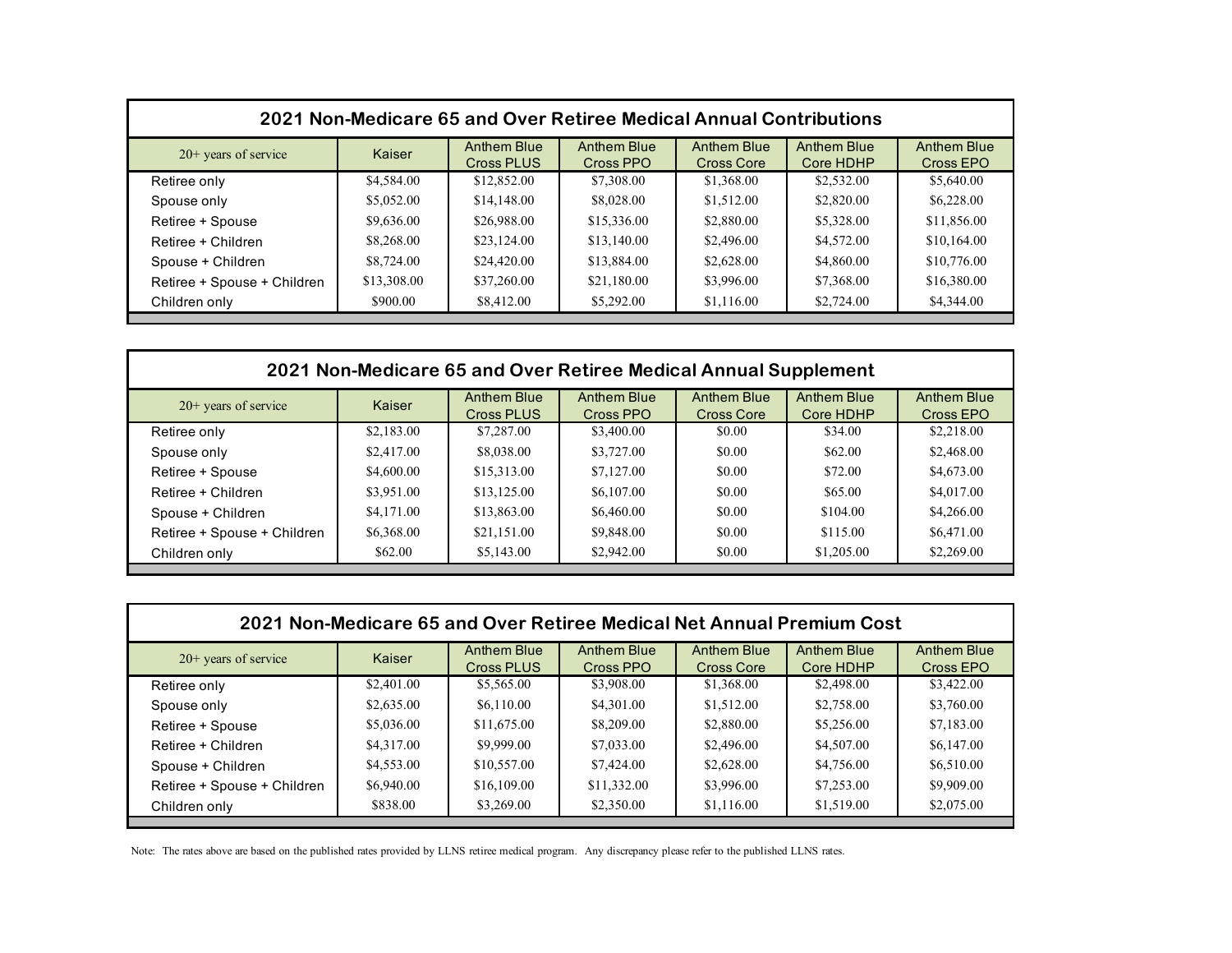## 2021 Non-Medicare 65 and Over Retiree Medical Annual Contributions

| 20+ years of service | Kaiser | Anthem Blue Cross PLUS | Anthem Blue Cross PPO | Anthem Blue Cross Core | Anthem Blue Core HDHP | Anthem Blue Cross EPO |
|---|---|---|---|---|---|---|
| Retiree only | $4,584.00 | $12,852.00 | $7,308.00 | $1,368.00 | $2,532.00 | $5,640.00 |
| Spouse only | $5,052.00 | $14,148.00 | $8,028.00 | $1,512.00 | $2,820.00 | $6,228.00 |
| Retiree + Spouse | $9,636.00 | $26,988.00 | $15,336.00 | $2,880.00 | $5,328.00 | $11,856.00 |
| Retiree + Children | $8,268.00 | $23,124.00 | $13,140.00 | $2,496.00 | $4,572.00 | $10,164.00 |
| Spouse + Children | $8,724.00 | $24,420.00 | $13,884.00 | $2,628.00 | $4,860.00 | $10,776.00 |
| Retiree + Spouse + Children | $13,308.00 | $37,260.00 | $21,180.00 | $3,996.00 | $7,368.00 | $16,380.00 |
| Children only | $900.00 | $8,412.00 | $5,292.00 | $1,116.00 | $2,724.00 | $4,344.00 |

## 2021 Non-Medicare 65 and Over Retiree Medical Annual Supplement

| 20+ years of service | Kaiser | Anthem Blue Cross PLUS | Anthem Blue Cross PPO | Anthem Blue Cross Core | Anthem Blue Core HDHP | Anthem Blue Cross EPO |
|---|---|---|---|---|---|---|
| Retiree only | $2,183.00 | $7,287.00 | $3,400.00 | $0.00 | $34.00 | $2,218.00 |
| Spouse only | $2,417.00 | $8,038.00 | $3,727.00 | $0.00 | $62.00 | $2,468.00 |
| Retiree + Spouse | $4,600.00 | $15,313.00 | $7,127.00 | $0.00 | $72.00 | $4,673.00 |
| Retiree + Children | $3,951.00 | $13,125.00 | $6,107.00 | $0.00 | $65.00 | $4,017.00 |
| Spouse + Children | $4,171.00 | $13,863.00 | $6,460.00 | $0.00 | $104.00 | $4,266.00 |
| Retiree + Spouse + Children | $6,368.00 | $21,151.00 | $9,848.00 | $0.00 | $115.00 | $6,471.00 |
| Children only | $62.00 | $5,143.00 | $2,942.00 | $0.00 | $1,205.00 | $2,269.00 |

## 2021 Non-Medicare 65 and Over Retiree Medical Net Annual Premium Cost

| 20+ years of service | Kaiser | Anthem Blue Cross PLUS | Anthem Blue Cross PPO | Anthem Blue Cross Core | Anthem Blue Core HDHP | Anthem Blue Cross EPO |
|---|---|---|---|---|---|---|
| Retiree only | $2,401.00 | $5,565.00 | $3,908.00 | $1,368.00 | $2,498.00 | $3,422.00 |
| Spouse only | $2,635.00 | $6,110.00 | $4,301.00 | $1,512.00 | $2,758.00 | $3,760.00 |
| Retiree + Spouse | $5,036.00 | $11,675.00 | $8,209.00 | $2,880.00 | $5,256.00 | $7,183.00 |
| Retiree + Children | $4,317.00 | $9,999.00 | $7,033.00 | $2,496.00 | $4,507.00 | $6,147.00 |
| Spouse + Children | $4,553.00 | $10,557.00 | $7,424.00 | $2,628.00 | $4,756.00 | $6,510.00 |
| Retiree + Spouse + Children | $6,940.00 | $16,109.00 | $11,332.00 | $3,996.00 | $7,253.00 | $9,909.00 |
| Children only | $838.00 | $3,269.00 | $2,350.00 | $1,116.00 | $1,519.00 | $2,075.00 |

Note: The rates above are based on the published rates provided by LLNS retiree medical program. Any discrepancy please refer to the published LLNS rates.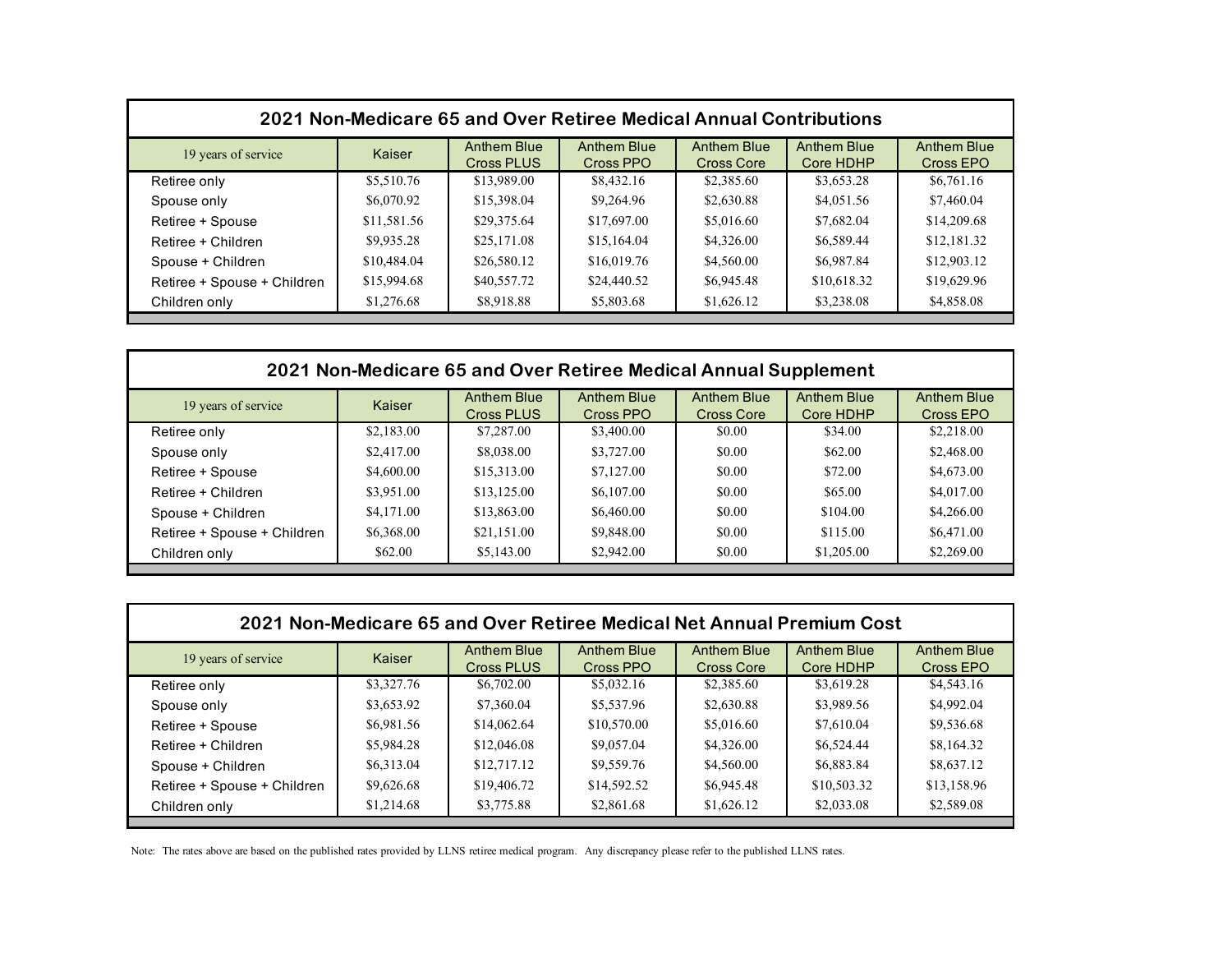## 2021 Non-Medicare 65 and Over Retiree Medical Annual Contributions

| 19 years of service | Kaiser | Anthem Blue Cross PLUS | Anthem Blue Cross PPO | Anthem Blue Cross Core | Anthem Blue Core HDHP | Anthem Blue Cross EPO |
|---|---|---|---|---|---|---|
| Retiree only | $5,510.76 | $13,989.00 | $8,432.16 | $2,385.60 | $3,653.28 | $6,761.16 |
| Spouse only | $6,070.92 | $15,398.04 | $9,264.96 | $2,630.88 | $4,051.56 | $7,460.04 |
| Retiree + Spouse | $11,581.56 | $29,375.64 | $17,697.00 | $5,016.60 | $7,682.04 | $14,209.68 |
| Retiree + Children | $9,935.28 | $25,171.08 | $15,164.04 | $4,326.00 | $6,589.44 | $12,181.32 |
| Spouse + Children | $10,484.04 | $26,580.12 | $16,019.76 | $4,560.00 | $6,987.84 | $12,903.12 |
| Retiree + Spouse + Children | $15,994.68 | $40,557.72 | $24,440.52 | $6,945.48 | $10,618.32 | $19,629.96 |
| Children only | $1,276.68 | $8,918.88 | $5,803.68 | $1,626.12 | $3,238.08 | $4,858.08 |

## 2021 Non-Medicare 65 and Over Retiree Medical Annual Supplement

| 19 years of service | Kaiser | Anthem Blue Cross PLUS | Anthem Blue Cross PPO | Anthem Blue Cross Core | Anthem Blue Core HDHP | Anthem Blue Cross EPO |
|---|---|---|---|---|---|---|
| Retiree only | $2,183.00 | $7,287.00 | $3,400.00 | $0.00 | $34.00 | $2,218.00 |
| Spouse only | $2,417.00 | $8,038.00 | $3,727.00 | $0.00 | $62.00 | $2,468.00 |
| Retiree + Spouse | $4,600.00 | $15,313.00 | $7,127.00 | $0.00 | $72.00 | $4,673.00 |
| Retiree + Children | $3,951.00 | $13,125.00 | $6,107.00 | $0.00 | $65.00 | $4,017.00 |
| Spouse + Children | $4,171.00 | $13,863.00 | $6,460.00 | $0.00 | $104.00 | $4,266.00 |
| Retiree + Spouse + Children | $6,368.00 | $21,151.00 | $9,848.00 | $0.00 | $115.00 | $6,471.00 |
| Children only | $62.00 | $5,143.00 | $2,942.00 | $0.00 | $1,205.00 | $2,269.00 |

## 2021 Non-Medicare 65 and Over Retiree Medical Net Annual Premium Cost

| 19 years of service | Kaiser | Anthem Blue Cross PLUS | Anthem Blue Cross PPO | Anthem Blue Cross Core | Anthem Blue Core HDHP | Anthem Blue Cross EPO |
|---|---|---|---|---|---|---|
| Retiree only | $3,327.76 | $6,702.00 | $5,032.16 | $2,385.60 | $3,619.28 | $4,543.16 |
| Spouse only | $3,653.92 | $7,360.04 | $5,537.96 | $2,630.88 | $3,989.56 | $4,992.04 |
| Retiree + Spouse | $6,981.56 | $14,062.64 | $10,570.00 | $5,016.60 | $7,610.04 | $9,536.68 |
| Retiree + Children | $5,984.28 | $12,046.08 | $9,057.04 | $4,326.00 | $6,524.44 | $8,164.32 |
| Spouse + Children | $6,313.04 | $12,717.12 | $9,559.76 | $4,560.00 | $6,883.84 | $8,637.12 |
| Retiree + Spouse + Children | $9,626.68 | $19,406.72 | $14,592.52 | $6,945.48 | $10,503.32 | $13,158.96 |
| Children only | $1,214.68 | $3,775.88 | $2,861.68 | $1,626.12 | $2,033.08 | $2,589.08 |

Note: The rates above are based on the published rates provided by LLNS retiree medical program. Any discrepancy please refer to the published LLNS rates.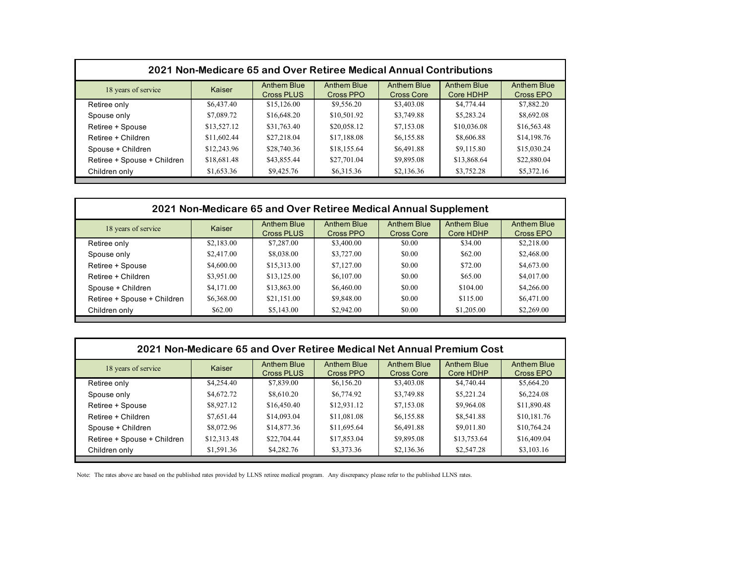## 2021 Non-Medicare 65 and Over Retiree Medical Annual Contributions

| 18 years of service | Kaiser | Anthem Blue Cross PLUS | Anthem Blue Cross PPO | Anthem Blue Cross Core | Anthem Blue Core HDHP | Anthem Blue Cross EPO |
|---|---|---|---|---|---|---|
| Retiree only | $6,437.40 | $15,126.00 | $9,556.20 | $3,403.08 | $4,774.44 | $7,882.20 |
| Spouse only | $7,089.72 | $16,648.20 | $10,501.92 | $3,749.88 | $5,283.24 | $8,692.08 |
| Retiree + Spouse | $13,527.12 | $31,763.40 | $20,058.12 | $7,153.08 | $10,036.08 | $16,563.48 |
| Retiree + Children | $11,602.44 | $27,218.04 | $17,188.08 | $6,155.88 | $8,606.88 | $14,198.76 |
| Spouse + Children | $12,243.96 | $28,740.36 | $18,155.64 | $6,491.88 | $9,115.80 | $15,030.24 |
| Retiree + Spouse + Children | $18,681.48 | $43,855.44 | $27,701.04 | $9,895.08 | $13,868.64 | $22,880.04 |
| Children only | $1,653.36 | $9,425.76 | $6,315.36 | $2,136.36 | $3,752.28 | $5,372.16 |

## 2021 Non-Medicare 65 and Over Retiree Medical Annual Supplement

| 18 years of service | Kaiser | Anthem Blue Cross PLUS | Anthem Blue Cross PPO | Anthem Blue Cross Core | Anthem Blue Core HDHP | Anthem Blue Cross EPO |
|---|---|---|---|---|---|---|
| Retiree only | $2,183.00 | $7,287.00 | $3,400.00 | $0.00 | $34.00 | $2,218.00 |
| Spouse only | $2,417.00 | $8,038.00 | $3,727.00 | $0.00 | $62.00 | $2,468.00 |
| Retiree + Spouse | $4,600.00 | $15,313.00 | $7,127.00 | $0.00 | $72.00 | $4,673.00 |
| Retiree + Children | $3,951.00 | $13,125.00 | $6,107.00 | $0.00 | $65.00 | $4,017.00 |
| Spouse + Children | $4,171.00 | $13,863.00 | $6,460.00 | $0.00 | $104.00 | $4,266.00 |
| Retiree + Spouse + Children | $6,368.00 | $21,151.00 | $9,848.00 | $0.00 | $115.00 | $6,471.00 |
| Children only | $62.00 | $5,143.00 | $2,942.00 | $0.00 | $1,205.00 | $2,269.00 |

## 2021 Non-Medicare 65 and Over Retiree Medical Net Annual Premium Cost

| 18 years of service | Kaiser | Anthem Blue Cross PLUS | Anthem Blue Cross PPO | Anthem Blue Cross Core | Anthem Blue Core HDHP | Anthem Blue Cross EPO |
|---|---|---|---|---|---|---|
| Retiree only | $4,254.40 | $7,839.00 | $6,156.20 | $3,403.08 | $4,740.44 | $5,664.20 |
| Spouse only | $4,672.72 | $8,610.20 | $6,774.92 | $3,749.88 | $5,221.24 | $6,224.08 |
| Retiree + Spouse | $8,927.12 | $16,450.40 | $12,931.12 | $7,153.08 | $9,964.08 | $11,890.48 |
| Retiree + Children | $7,651.44 | $14,093.04 | $11,081.08 | $6,155.88 | $8,541.88 | $10,181.76 |
| Spouse + Children | $8,072.96 | $14,877.36 | $11,695.64 | $6,491.88 | $9,011.80 | $10,764.24 |
| Retiree + Spouse + Children | $12,313.48 | $22,704.44 | $17,853.04 | $9,895.08 | $13,753.64 | $16,409.04 |
| Children only | $1,591.36 | $4,282.76 | $3,373.36 | $2,136.36 | $2,547.28 | $3,103.16 |

Note: The rates above are based on the published rates provided by LLNS retiree medical program. Any discrepancy please refer to the published LLNS rates.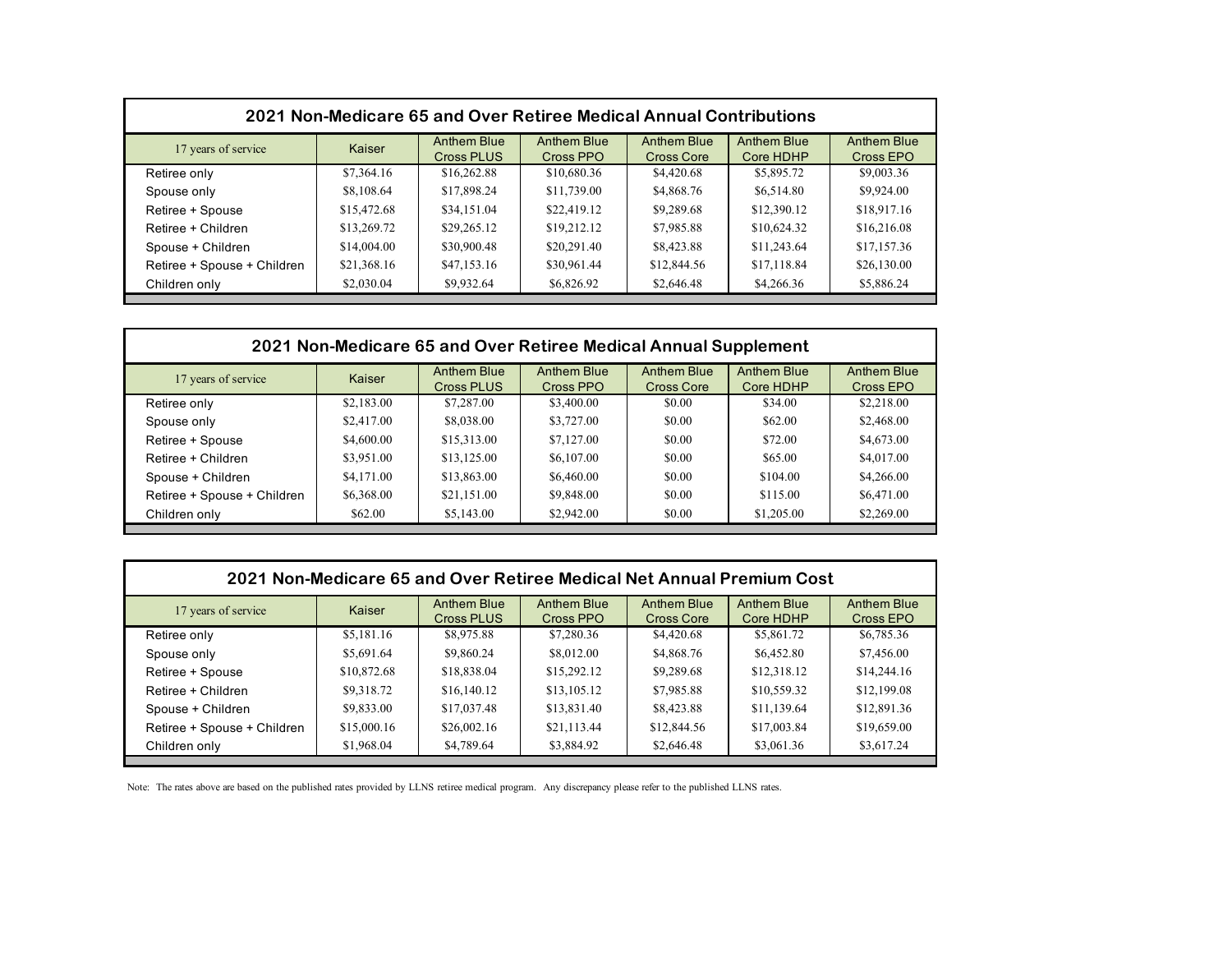## 2021 Non-Medicare 65 and Over Retiree Medical Annual Contributions

| 17 years of service | Kaiser | Anthem Blue Cross PLUS | Anthem Blue Cross PPO | Anthem Blue Cross Core | Anthem Blue Core HDHP | Anthem Blue Cross EPO |
|---|---|---|---|---|---|---|
| Retiree only | $7,364.16 | $16,262.88 | $10,680.36 | $4,420.68 | $5,895.72 | $9,003.36 |
| Spouse only | $8,108.64 | $17,898.24 | $11,739.00 | $4,868.76 | $6,514.80 | $9,924.00 |
| Retiree + Spouse | $15,472.68 | $34,151.04 | $22,419.12 | $9,289.68 | $12,390.12 | $18,917.16 |
| Retiree + Children | $13,269.72 | $29,265.12 | $19,212.12 | $7,985.88 | $10,624.32 | $16,216.08 |
| Spouse + Children | $14,004.00 | $30,900.48 | $20,291.40 | $8,423.88 | $11,243.64 | $17,157.36 |
| Retiree + Spouse + Children | $21,368.16 | $47,153.16 | $30,961.44 | $12,844.56 | $17,118.84 | $26,130.00 |
| Children only | $2,030.04 | $9,932.64 | $6,826.92 | $2,646.48 | $4,266.36 | $5,886.24 |

## 2021 Non-Medicare 65 and Over Retiree Medical Annual Supplement

| 17 years of service | Kaiser | Anthem Blue Cross PLUS | Anthem Blue Cross PPO | Anthem Blue Cross Core | Anthem Blue Core HDHP | Anthem Blue Cross EPO |
|---|---|---|---|---|---|---|
| Retiree only | $2,183.00 | $7,287.00 | $3,400.00 | $0.00 | $34.00 | $2,218.00 |
| Spouse only | $2,417.00 | $8,038.00 | $3,727.00 | $0.00 | $62.00 | $2,468.00 |
| Retiree + Spouse | $4,600.00 | $15,313.00 | $7,127.00 | $0.00 | $72.00 | $4,673.00 |
| Retiree + Children | $3,951.00 | $13,125.00 | $6,107.00 | $0.00 | $65.00 | $4,017.00 |
| Spouse + Children | $4,171.00 | $13,863.00 | $6,460.00 | $0.00 | $104.00 | $4,266.00 |
| Retiree + Spouse + Children | $6,368.00 | $21,151.00 | $9,848.00 | $0.00 | $115.00 | $6,471.00 |
| Children only | $62.00 | $5,143.00 | $2,942.00 | $0.00 | $1,205.00 | $2,269.00 |

## 2021 Non-Medicare 65 and Over Retiree Medical Net Annual Premium Cost

| 17 years of service | Kaiser | Anthem Blue Cross PLUS | Anthem Blue Cross PPO | Anthem Blue Cross Core | Anthem Blue Core HDHP | Anthem Blue Cross EPO |
|---|---|---|---|---|---|---|
| Retiree only | $5,181.16 | $8,975.88 | $7,280.36 | $4,420.68 | $5,861.72 | $6,785.36 |
| Spouse only | $5,691.64 | $9,860.24 | $8,012.00 | $4,868.76 | $6,452.80 | $7,456.00 |
| Retiree + Spouse | $10,872.68 | $18,838.04 | $15,292.12 | $9,289.68 | $12,318.12 | $14,244.16 |
| Retiree + Children | $9,318.72 | $16,140.12 | $13,105.12 | $7,985.88 | $10,559.32 | $12,199.08 |
| Spouse + Children | $9,833.00 | $17,037.48 | $13,831.40 | $8,423.88 | $11,139.64 | $12,891.36 |
| Retiree + Spouse + Children | $15,000.16 | $26,002.16 | $21,113.44 | $12,844.56 | $17,003.84 | $19,659.00 |
| Children only | $1,968.04 | $4,789.64 | $3,884.92 | $2,646.48 | $3,061.36 | $3,617.24 |

Note: The rates above are based on the published rates provided by LLNS retiree medical program. Any discrepancy please refer to the published LLNS rates.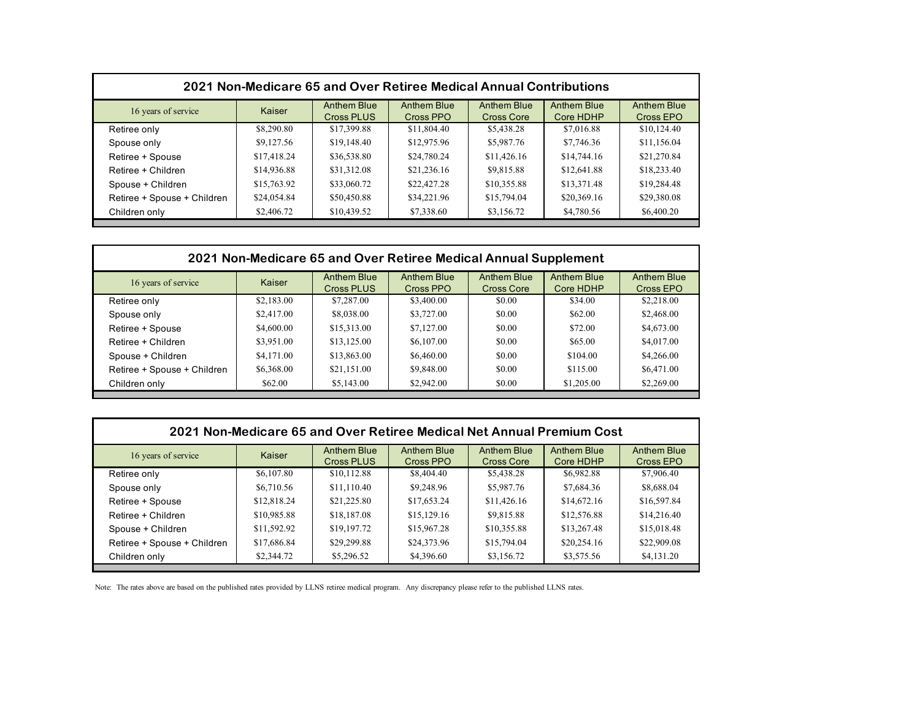## 2021 Non-Medicare 65 and Over Retiree Medical Annual Contributions

| 16 years of service | Kaiser | Anthem Blue Cross PLUS | Anthem Blue Cross PPO | Anthem Blue Cross Core | Anthem Blue Core HDHP | Anthem Blue Cross EPO |
|---|---|---|---|---|---|---|
| Retiree only | $8,290.80 | $17,399.88 | $11,804.40 | $5,438.28 | $7,016.88 | $10,124.40 |
| Spouse only | $9,127.56 | $19,148.40 | $12,975.96 | $5,987.76 | $7,746.36 | $11,156.04 |
| Retiree + Spouse | $17,418.24 | $36,538.80 | $24,780.24 | $11,426.16 | $14,744.16 | $21,270.84 |
| Retiree + Children | $14,936.88 | $31,312.08 | $21,236.16 | $9,815.88 | $12,641.88 | $18,233.40 |
| Spouse + Children | $15,763.92 | $33,060.72 | $22,427.28 | $10,355.88 | $13,371.48 | $19,284.48 |
| Retiree + Spouse + Children | $24,054.84 | $50,450.88 | $34,221.96 | $15,794.04 | $20,369.16 | $29,380.08 |
| Children only | $2,406.72 | $10,439.52 | $7,338.60 | $3,156.72 | $4,780.56 | $6,400.20 |

## 2021 Non-Medicare 65 and Over Retiree Medical Annual Supplement

| 16 years of service | Kaiser | Anthem Blue Cross PLUS | Anthem Blue Cross PPO | Anthem Blue Cross Core | Anthem Blue Core HDHP | Anthem Blue Cross EPO |
|---|---|---|---|---|---|---|
| Retiree only | $2,183.00 | $7,287.00 | $3,400.00 | $0.00 | $34.00 | $2,218.00 |
| Spouse only | $2,417.00 | $8,038.00 | $3,727.00 | $0.00 | $62.00 | $2,468.00 |
| Retiree + Spouse | $4,600.00 | $15,313.00 | $7,127.00 | $0.00 | $72.00 | $4,673.00 |
| Retiree + Children | $3,951.00 | $13,125.00 | $6,107.00 | $0.00 | $65.00 | $4,017.00 |
| Spouse + Children | $4,171.00 | $13,863.00 | $6,460.00 | $0.00 | $104.00 | $4,266.00 |
| Retiree + Spouse + Children | $6,368.00 | $21,151.00 | $9,848.00 | $0.00 | $115.00 | $6,471.00 |
| Children only | $62.00 | $5,143.00 | $2,942.00 | $0.00 | $1,205.00 | $2,269.00 |

## 2021 Non-Medicare 65 and Over Retiree Medical Net Annual Premium Cost

| 16 years of service | Kaiser | Anthem Blue Cross PLUS | Anthem Blue Cross PPO | Anthem Blue Cross Core | Anthem Blue Core HDHP | Anthem Blue Cross EPO |
|---|---|---|---|---|---|---|
| Retiree only | $6,107.80 | $10,112.88 | $8,404.40 | $5,438.28 | $6,982.88 | $7,906.40 |
| Spouse only | $6,710.56 | $11,110.40 | $9,248.96 | $5,987.76 | $7,684.36 | $8,688.04 |
| Retiree + Spouse | $12,818.24 | $21,225.80 | $17,653.24 | $11,426.16 | $14,672.16 | $16,597.84 |
| Retiree + Children | $10,985.88 | $18,187.08 | $15,129.16 | $9,815.88 | $12,576.88 | $14,216.40 |
| Spouse + Children | $11,592.92 | $19,197.72 | $15,967.28 | $10,355.88 | $13,267.48 | $15,018.48 |
| Retiree + Spouse + Children | $17,686.84 | $29,299.88 | $24,373.96 | $15,794.04 | $20,254.16 | $22,909.08 |
| Children only | $2,344.72 | $5,296.52 | $4,396.60 | $3,156.72 | $3,575.56 | $4,131.20 |

Note: The rates above are based on the published rates provided by LLNS retiree medical program. Any discrepancy please refer to the published LLNS rates.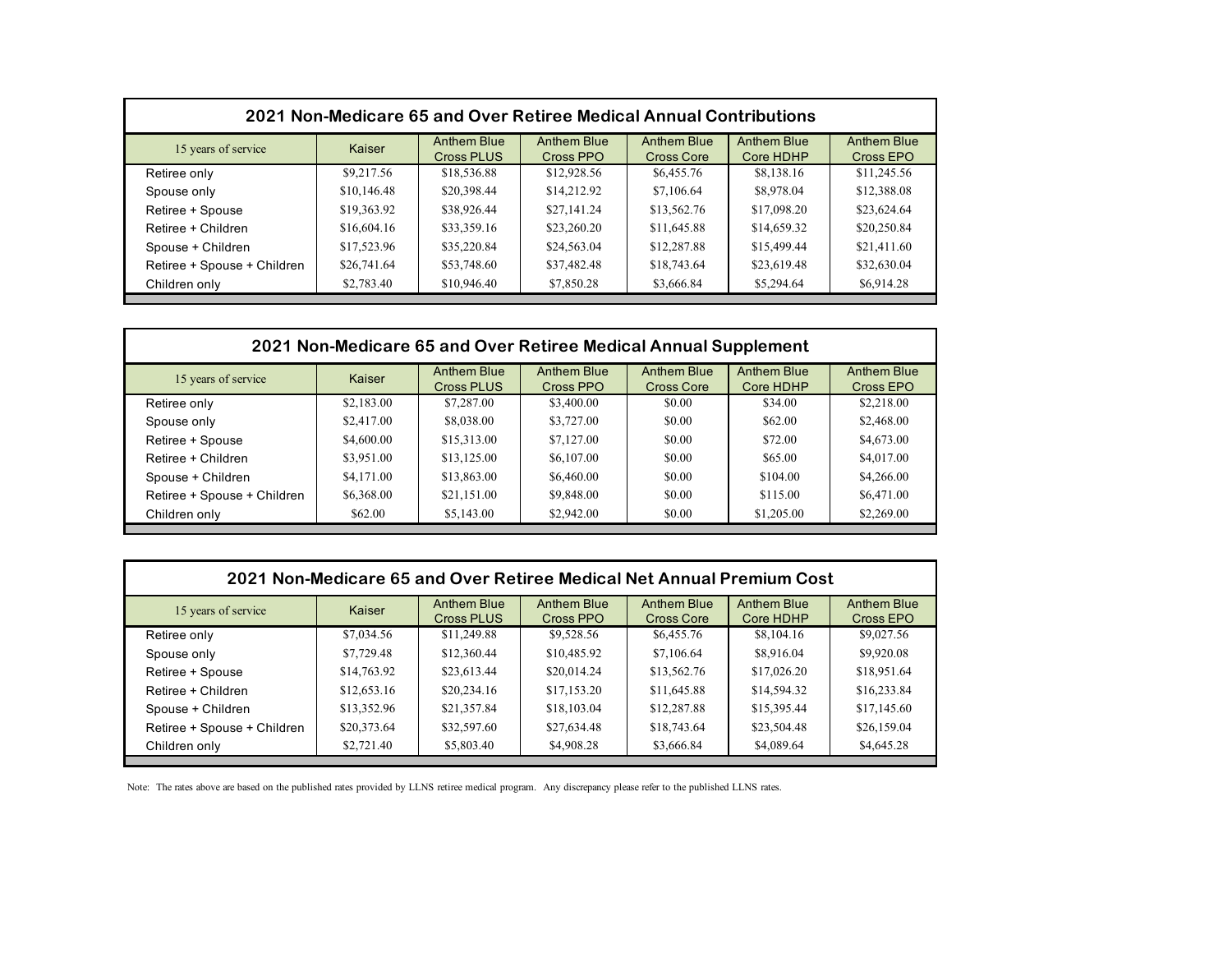## 2021 Non-Medicare 65 and Over Retiree Medical Annual Contributions

| 15 years of service | Kaiser | Anthem Blue Cross PLUS | Anthem Blue Cross PPO | Anthem Blue Cross Core | Anthem Blue Core HDHP | Anthem Blue Cross EPO |
|---|---|---|---|---|---|---|
| Retiree only | $9,217.56 | $18,536.88 | $12,928.56 | $6,455.76 | $8,138.16 | $11,245.56 |
| Spouse only | $10,146.48 | $20,398.44 | $14,212.92 | $7,106.64 | $8,978.04 | $12,388.08 |
| Retiree + Spouse | $19,363.92 | $38,926.44 | $27,141.24 | $13,562.76 | $17,098.20 | $23,624.64 |
| Retiree + Children | $16,604.16 | $33,359.16 | $23,260.20 | $11,645.88 | $14,659.32 | $20,250.84 |
| Spouse + Children | $17,523.96 | $35,220.84 | $24,563.04 | $12,287.88 | $15,499.44 | $21,411.60 |
| Retiree + Spouse + Children | $26,741.64 | $53,748.60 | $37,482.48 | $18,743.64 | $23,619.48 | $32,630.04 |
| Children only | $2,783.40 | $10,946.40 | $7,850.28 | $3,666.84 | $5,294.64 | $6,914.28 |

## 2021 Non-Medicare 65 and Over Retiree Medical Annual Supplement

| 15 years of service | Kaiser | Anthem Blue Cross PLUS | Anthem Blue Cross PPO | Anthem Blue Cross Core | Anthem Blue Core HDHP | Anthem Blue Cross EPO |
|---|---|---|---|---|---|---|
| Retiree only | $2,183.00 | $7,287.00 | $3,400.00 | $0.00 | $34.00 | $2,218.00 |
| Spouse only | $2,417.00 | $8,038.00 | $3,727.00 | $0.00 | $62.00 | $2,468.00 |
| Retiree + Spouse | $4,600.00 | $15,313.00 | $7,127.00 | $0.00 | $72.00 | $4,673.00 |
| Retiree + Children | $3,951.00 | $13,125.00 | $6,107.00 | $0.00 | $65.00 | $4,017.00 |
| Spouse + Children | $4,171.00 | $13,863.00 | $6,460.00 | $0.00 | $104.00 | $4,266.00 |
| Retiree + Spouse + Children | $6,368.00 | $21,151.00 | $9,848.00 | $0.00 | $115.00 | $6,471.00 |
| Children only | $62.00 | $5,143.00 | $2,942.00 | $0.00 | $1,205.00 | $2,269.00 |

## 2021 Non-Medicare 65 and Over Retiree Medical Net Annual Premium Cost

| 15 years of service | Kaiser | Anthem Blue Cross PLUS | Anthem Blue Cross PPO | Anthem Blue Cross Core | Anthem Blue Core HDHP | Anthem Blue Cross EPO |
|---|---|---|---|---|---|---|
| Retiree only | $7,034.56 | $11,249.88 | $9,528.56 | $6,455.76 | $8,104.16 | $9,027.56 |
| Spouse only | $7,729.48 | $12,360.44 | $10,485.92 | $7,106.64 | $8,916.04 | $9,920.08 |
| Retiree + Spouse | $14,763.92 | $23,613.44 | $20,014.24 | $13,562.76 | $17,026.20 | $18,951.64 |
| Retiree + Children | $12,653.16 | $20,234.16 | $17,153.20 | $11,645.88 | $14,594.32 | $16,233.84 |
| Spouse + Children | $13,352.96 | $21,357.84 | $18,103.04 | $12,287.88 | $15,395.44 | $17,145.60 |
| Retiree + Spouse + Children | $20,373.64 | $32,597.60 | $27,634.48 | $18,743.64 | $23,504.48 | $26,159.04 |
| Children only | $2,721.40 | $5,803.40 | $4,908.28 | $3,666.84 | $4,089.64 | $4,645.28 |

Note: The rates above are based on the published rates provided by LLNS retiree medical program. Any discrepancy please refer to the published LLNS rates.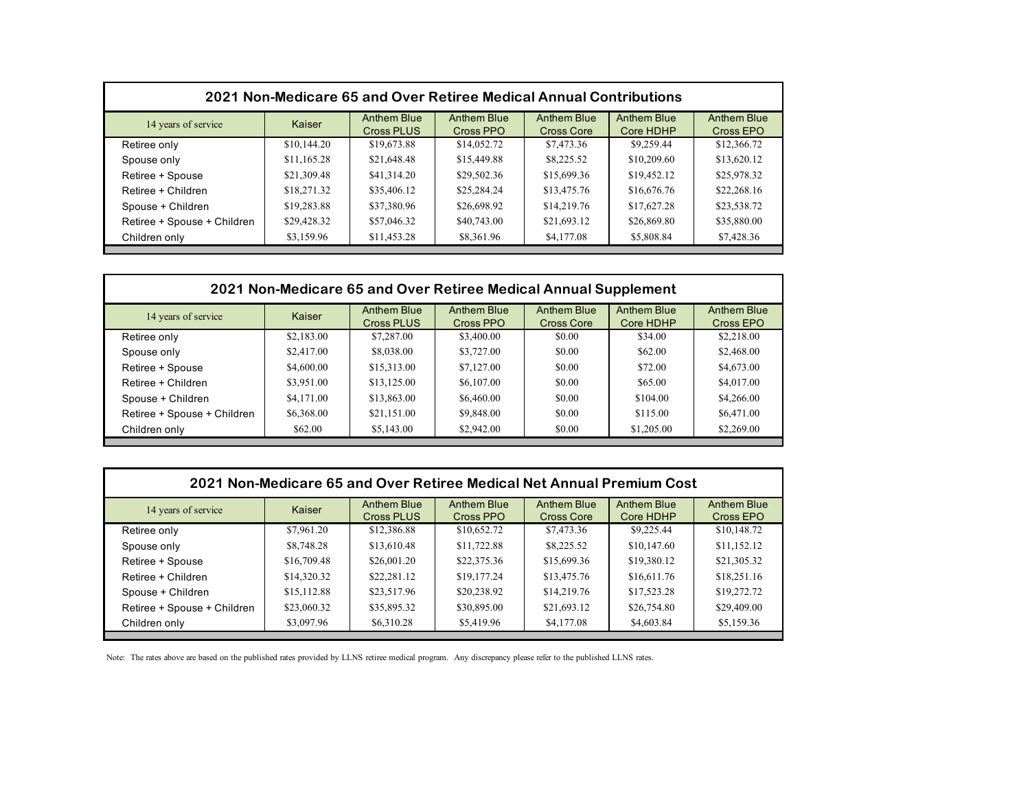## 2021 Non-Medicare 65 and Over Retiree Medical Annual Contributions

| 14 years of service | Kaiser | Anthem Blue Cross PLUS | Anthem Blue Cross PPO | Anthem Blue Cross Core | Anthem Blue Core HDHP | Anthem Blue Cross EPO |
|---|---|---|---|---|---|---|
| Retiree only | $10,144.20 | $19,673.88 | $14,052.72 | $7,473.36 | $9,259.44 | $12,366.72 |
| Spouse only | $11,165.28 | $21,648.48 | $15,449.88 | $8,225.52 | $10,209.60 | $13,620.12 |
| Retiree + Spouse | $21,309.48 | $41,314.20 | $29,502.36 | $15,699.36 | $19,452.12 | $25,978.32 |
| Retiree + Children | $18,271.32 | $35,406.12 | $25,284.24 | $13,475.76 | $16,676.76 | $22,268.16 |
| Spouse + Children | $19,283.88 | $37,380.96 | $26,698.92 | $14,219.76 | $17,627.28 | $23,538.72 |
| Retiree + Spouse + Children | $29,428.32 | $57,046.32 | $40,743.00 | $21,693.12 | $26,869.80 | $35,880.00 |
| Children only | $3,159.96 | $11,453.28 | $8,361.96 | $4,177.08 | $5,808.84 | $7,428.36 |

## 2021 Non-Medicare 65 and Over Retiree Medical Annual Supplement

| 14 years of service | Kaiser | Anthem Blue Cross PLUS | Anthem Blue Cross PPO | Anthem Blue Cross Core | Anthem Blue Core HDHP | Anthem Blue Cross EPO |
|---|---|---|---|---|---|---|
| Retiree only | $2,183.00 | $7,287.00 | $3,400.00 | $0.00 | $34.00 | $2,218.00 |
| Spouse only | $2,417.00 | $8,038.00 | $3,727.00 | $0.00 | $62.00 | $2,468.00 |
| Retiree + Spouse | $4,600.00 | $15,313.00 | $7,127.00 | $0.00 | $72.00 | $4,673.00 |
| Retiree + Children | $3,951.00 | $13,125.00 | $6,107.00 | $0.00 | $65.00 | $4,017.00 |
| Spouse + Children | $4,171.00 | $13,863.00 | $6,460.00 | $0.00 | $104.00 | $4,266.00 |
| Retiree + Spouse + Children | $6,368.00 | $21,151.00 | $9,848.00 | $0.00 | $115.00 | $6,471.00 |
| Children only | $62.00 | $5,143.00 | $2,942.00 | $0.00 | $1,205.00 | $2,269.00 |

## 2021 Non-Medicare 65 and Over Retiree Medical Net Annual Premium Cost

| 14 years of service | Kaiser | Anthem Blue Cross PLUS | Anthem Blue Cross PPO | Anthem Blue Cross Core | Anthem Blue Core HDHP | Anthem Blue Cross EPO |
|---|---|---|---|---|---|---|
| Retiree only | $7,961.20 | $12,386.88 | $10,652.72 | $7,473.36 | $9,225.44 | $10,148.72 |
| Spouse only | $8,748.28 | $13,610.48 | $11,722.88 | $8,225.52 | $10,147.60 | $11,152.12 |
| Retiree + Spouse | $16,709.48 | $26,001.20 | $22,375.36 | $15,699.36 | $19,380.12 | $21,305.32 |
| Retiree + Children | $14,320.32 | $22,281.12 | $19,177.24 | $13,475.76 | $16,611.76 | $18,251.16 |
| Spouse + Children | $15,112.88 | $23,517.96 | $20,238.92 | $14,219.76 | $17,523.28 | $19,272.72 |
| Retiree + Spouse + Children | $23,060.32 | $35,895.32 | $30,895.00 | $21,693.12 | $26,754.80 | $29,409.00 |
| Children only | $3,097.96 | $6,310.28 | $5,419.96 | $4,177.08 | $4,603.84 | $5,159.36 |

Note: The rates above are based on the published rates provided by LLNS retiree medical program. Any discrepancy please refer to the published LLNS rates.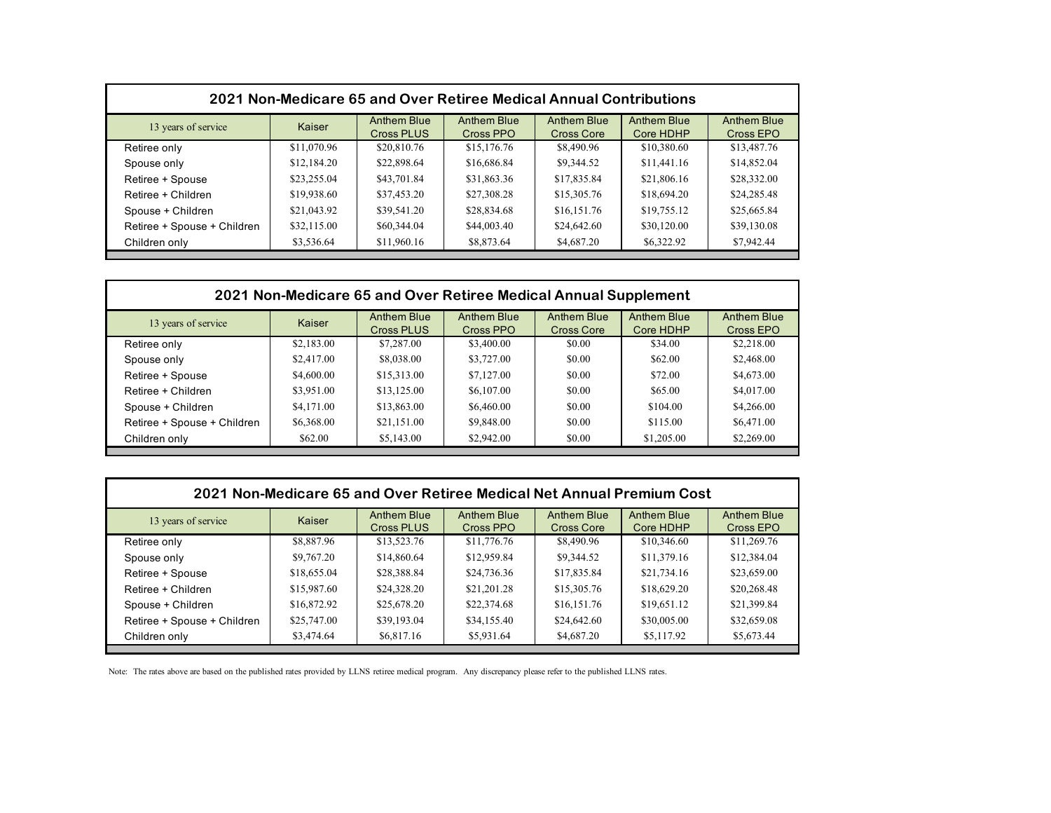## 2021 Non-Medicare 65 and Over Retiree Medical Annual Contributions

| 13 years of service | Kaiser | Anthem Blue Cross PLUS | Anthem Blue Cross PPO | Anthem Blue Cross Core | Anthem Blue Core HDHP | Anthem Blue Cross EPO |
|---|---|---|---|---|---|---|
| Retiree only | $11,070.96 | $20,810.76 | $15,176.76 | $8,490.96 | $10,380.60 | $13,487.76 |
| Spouse only | $12,184.20 | $22,898.64 | $16,686.84 | $9,344.52 | $11,441.16 | $14,852.04 |
| Retiree + Spouse | $23,255.04 | $43,701.84 | $31,863.36 | $17,835.84 | $21,806.16 | $28,332.00 |
| Retiree + Children | $19,938.60 | $37,453.20 | $27,308.28 | $15,305.76 | $18,694.20 | $24,285.48 |
| Spouse + Children | $21,043.92 | $39,541.20 | $28,834.68 | $16,151.76 | $19,755.12 | $25,665.84 |
| Retiree + Spouse + Children | $32,115.00 | $60,344.04 | $44,003.40 | $24,642.60 | $30,120.00 | $39,130.08 |
| Children only | $3,536.64 | $11,960.16 | $8,873.64 | $4,687.20 | $6,322.92 | $7,942.44 |

## 2021 Non-Medicare 65 and Over Retiree Medical Annual Supplement

| 13 years of service | Kaiser | Anthem Blue Cross PLUS | Anthem Blue Cross PPO | Anthem Blue Cross Core | Anthem Blue Core HDHP | Anthem Blue Cross EPO |
|---|---|---|---|---|---|---|
| Retiree only | $2,183.00 | $7,287.00 | $3,400.00 | $0.00 | $34.00 | $2,218.00 |
| Spouse only | $2,417.00 | $8,038.00 | $3,727.00 | $0.00 | $62.00 | $2,468.00 |
| Retiree + Spouse | $4,600.00 | $15,313.00 | $7,127.00 | $0.00 | $72.00 | $4,673.00 |
| Retiree + Children | $3,951.00 | $13,125.00 | $6,107.00 | $0.00 | $65.00 | $4,017.00 |
| Spouse + Children | $4,171.00 | $13,863.00 | $6,460.00 | $0.00 | $104.00 | $4,266.00 |
| Retiree + Spouse + Children | $6,368.00 | $21,151.00 | $9,848.00 | $0.00 | $115.00 | $6,471.00 |
| Children only | $62.00 | $5,143.00 | $2,942.00 | $0.00 | $1,205.00 | $2,269.00 |

## 2021 Non-Medicare 65 and Over Retiree Medical Net Annual Premium Cost

| 13 years of service | Kaiser | Anthem Blue Cross PLUS | Anthem Blue Cross PPO | Anthem Blue Cross Core | Anthem Blue Core HDHP | Anthem Blue Cross EPO |
|---|---|---|---|---|---|---|
| Retiree only | $8,887.96 | $13,523.76 | $11,776.76 | $8,490.96 | $10,346.60 | $11,269.76 |
| Spouse only | $9,767.20 | $14,860.64 | $12,959.84 | $9,344.52 | $11,379.16 | $12,384.04 |
| Retiree + Spouse | $18,655.04 | $28,388.84 | $24,736.36 | $17,835.84 | $21,734.16 | $23,659.00 |
| Retiree + Children | $15,987.60 | $24,328.20 | $21,201.28 | $15,305.76 | $18,629.20 | $20,268.48 |
| Spouse + Children | $16,872.92 | $25,678.20 | $22,374.68 | $16,151.76 | $19,651.12 | $21,399.84 |
| Retiree + Spouse + Children | $25,747.00 | $39,193.04 | $34,155.40 | $24,642.60 | $30,005.00 | $32,659.08 |
| Children only | $3,474.64 | $6,817.16 | $5,931.64 | $4,687.20 | $5,117.92 | $5,673.44 |

Note: The rates above are based on the published rates provided by LLNS retiree medical program. Any discrepancy please refer to the published LLNS rates.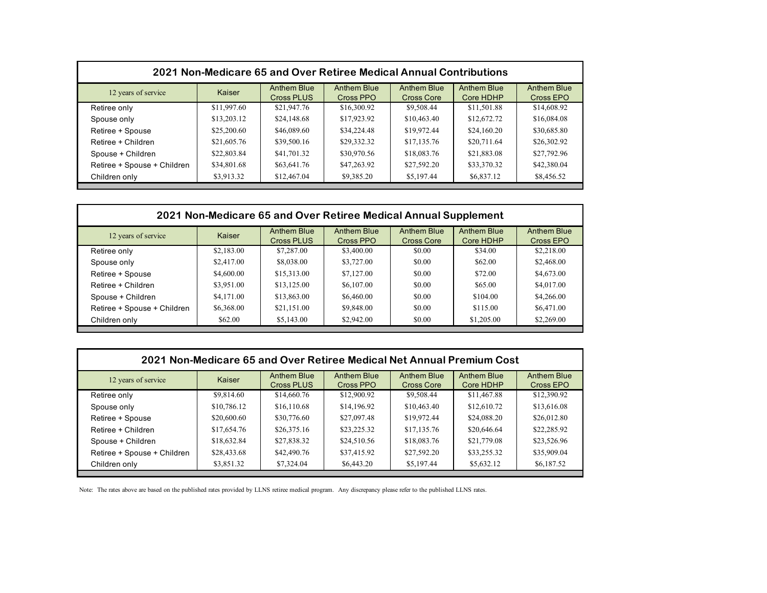## 2021 Non-Medicare 65 and Over Retiree Medical Annual Contributions

| 12 years of service | Kaiser | Anthem Blue Cross PLUS | Anthem Blue Cross PPO | Anthem Blue Cross Core | Anthem Blue Core HDHP | Anthem Blue Cross EPO |
|---|---|---|---|---|---|---|
| Retiree only | $11,997.60 | $21,947.76 | $16,300.92 | $9,508.44 | $11,501.88 | $14,608.92 |
| Spouse only | $13,203.12 | $24,148.68 | $17,923.92 | $10,463.40 | $12,672.72 | $16,084.08 |
| Retiree + Spouse | $25,200.60 | $46,089.60 | $34,224.48 | $19,972.44 | $24,160.20 | $30,685.80 |
| Retiree + Children | $21,605.76 | $39,500.16 | $29,332.32 | $17,135.76 | $20,711.64 | $26,302.92 |
| Spouse + Children | $22,803.84 | $41,701.32 | $30,970.56 | $18,083.76 | $21,883.08 | $27,792.96 |
| Retiree + Spouse + Children | $34,801.68 | $63,641.76 | $47,263.92 | $27,592.20 | $33,370.32 | $42,380.04 |
| Children only | $3,913.32 | $12,467.04 | $9,385.20 | $5,197.44 | $6,837.12 | $8,456.52 |

## 2021 Non-Medicare 65 and Over Retiree Medical Annual Supplement

| 12 years of service | Kaiser | Anthem Blue Cross PLUS | Anthem Blue Cross PPO | Anthem Blue Cross Core | Anthem Blue Core HDHP | Anthem Blue Cross EPO |
|---|---|---|---|---|---|---|
| Retiree only | $2,183.00 | $7,287.00 | $3,400.00 | $0.00 | $34.00 | $2,218.00 |
| Spouse only | $2,417.00 | $8,038.00 | $3,727.00 | $0.00 | $62.00 | $2,468.00 |
| Retiree + Spouse | $4,600.00 | $15,313.00 | $7,127.00 | $0.00 | $72.00 | $4,673.00 |
| Retiree + Children | $3,951.00 | $13,125.00 | $6,107.00 | $0.00 | $65.00 | $4,017.00 |
| Spouse + Children | $4,171.00 | $13,863.00 | $6,460.00 | $0.00 | $104.00 | $4,266.00 |
| Retiree + Spouse + Children | $6,368.00 | $21,151.00 | $9,848.00 | $0.00 | $115.00 | $6,471.00 |
| Children only | $62.00 | $5,143.00 | $2,942.00 | $0.00 | $1,205.00 | $2,269.00 |

## 2021 Non-Medicare 65 and Over Retiree Medical Net Annual Premium Cost

| 12 years of service | Kaiser | Anthem Blue Cross PLUS | Anthem Blue Cross PPO | Anthem Blue Cross Core | Anthem Blue Core HDHP | Anthem Blue Cross EPO |
|---|---|---|---|---|---|---|
| Retiree only | $9,814.60 | $14,660.76 | $12,900.92 | $9,508.44 | $11,467.88 | $12,390.92 |
| Spouse only | $10,786.12 | $16,110.68 | $14,196.92 | $10,463.40 | $12,610.72 | $13,616.08 |
| Retiree + Spouse | $20,600.60 | $30,776.60 | $27,097.48 | $19,972.44 | $24,088.20 | $26,012.80 |
| Retiree + Children | $17,654.76 | $26,375.16 | $23,225.32 | $17,135.76 | $20,646.64 | $22,285.92 |
| Spouse + Children | $18,632.84 | $27,838.32 | $24,510.56 | $18,083.76 | $21,779.08 | $23,526.96 |
| Retiree + Spouse + Children | $28,433.68 | $42,490.76 | $37,415.92 | $27,592.20 | $33,255.32 | $35,909.04 |
| Children only | $3,851.32 | $7,324.04 | $6,443.20 | $5,197.44 | $5,632.12 | $6,187.52 |

Note: The rates above are based on the published rates provided by LLNS retiree medical program. Any discrepancy please refer to the published LLNS rates.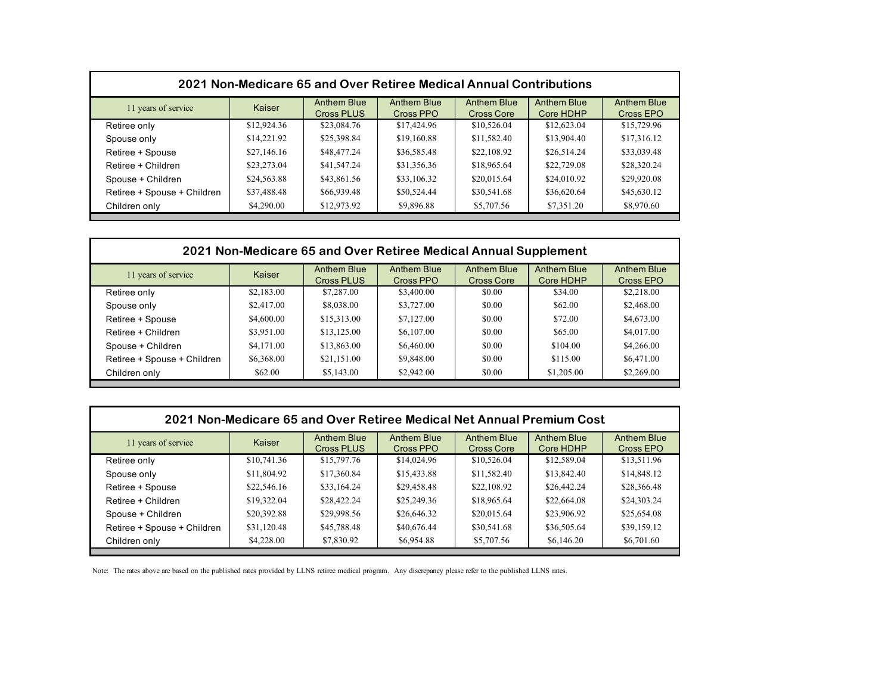## 2021 Non-Medicare 65 and Over Retiree Medical Annual Contributions

| 11 years of service | Kaiser | Anthem Blue Cross PLUS | Anthem Blue Cross PPO | Anthem Blue Cross Core | Anthem Blue Core HDHP | Anthem Blue Cross EPO |
|---|---|---|---|---|---|---|
| Retiree only | $12,924.36 | $23,084.76 | $17,424.96 | $10,526.04 | $12,623.04 | $15,729.96 |
| Spouse only | $14,221.92 | $25,398.84 | $19,160.88 | $11,582.40 | $13,904.40 | $17,316.12 |
| Retiree + Spouse | $27,146.16 | $48,477.24 | $36,585.48 | $22,108.92 | $26,514.24 | $33,039.48 |
| Retiree + Children | $23,273.04 | $41,547.24 | $31,356.36 | $18,965.64 | $22,729.08 | $28,320.24 |
| Spouse + Children | $24,563.88 | $43,861.56 | $33,106.32 | $20,015.64 | $24,010.92 | $29,920.08 |
| Retiree + Spouse + Children | $37,488.48 | $66,939.48 | $50,524.44 | $30,541.68 | $36,620.64 | $45,630.12 |
| Children only | $4,290.00 | $12,973.92 | $9,896.88 | $5,707.56 | $7,351.20 | $8,970.60 |

## 2021 Non-Medicare 65 and Over Retiree Medical Annual Supplement

| 11 years of service | Kaiser | Anthem Blue Cross PLUS | Anthem Blue Cross PPO | Anthem Blue Cross Core | Anthem Blue Core HDHP | Anthem Blue Cross EPO |
|---|---|---|---|---|---|---|
| Retiree only | $2,183.00 | $7,287.00 | $3,400.00 | $0.00 | $34.00 | $2,218.00 |
| Spouse only | $2,417.00 | $8,038.00 | $3,727.00 | $0.00 | $62.00 | $2,468.00 |
| Retiree + Spouse | $4,600.00 | $15,313.00 | $7,127.00 | $0.00 | $72.00 | $4,673.00 |
| Retiree + Children | $3,951.00 | $13,125.00 | $6,107.00 | $0.00 | $65.00 | $4,017.00 |
| Spouse + Children | $4,171.00 | $13,863.00 | $6,460.00 | $0.00 | $104.00 | $4,266.00 |
| Retiree + Spouse + Children | $6,368.00 | $21,151.00 | $9,848.00 | $0.00 | $115.00 | $6,471.00 |
| Children only | $62.00 | $5,143.00 | $2,942.00 | $0.00 | $1,205.00 | $2,269.00 |

## 2021 Non-Medicare 65 and Over Retiree Medical Net Annual Premium Cost

| 11 years of service | Kaiser | Anthem Blue Cross PLUS | Anthem Blue Cross PPO | Anthem Blue Cross Core | Anthem Blue Core HDHP | Anthem Blue Cross EPO |
|---|---|---|---|---|---|---|
| Retiree only | $10,741.36 | $15,797.76 | $14,024.96 | $10,526.04 | $12,589.04 | $13,511.96 |
| Spouse only | $11,804.92 | $17,360.84 | $15,433.88 | $11,582.40 | $13,842.40 | $14,848.12 |
| Retiree + Spouse | $22,546.16 | $33,164.24 | $29,458.48 | $22,108.92 | $26,442.24 | $28,366.48 |
| Retiree + Children | $19,322.04 | $28,422.24 | $25,249.36 | $18,965.64 | $22,664.08 | $24,303.24 |
| Spouse + Children | $20,392.88 | $29,998.56 | $26,646.32 | $20,015.64 | $23,906.92 | $25,654.08 |
| Retiree + Spouse + Children | $31,120.48 | $45,788.48 | $40,676.44 | $30,541.68 | $36,505.64 | $39,159.12 |
| Children only | $4,228.00 | $7,830.92 | $6,954.88 | $5,707.56 | $6,146.20 | $6,701.60 |

Note: The rates above are based on the published rates provided by LLNS retiree medical program. Any discrepancy please refer to the published LLNS rates.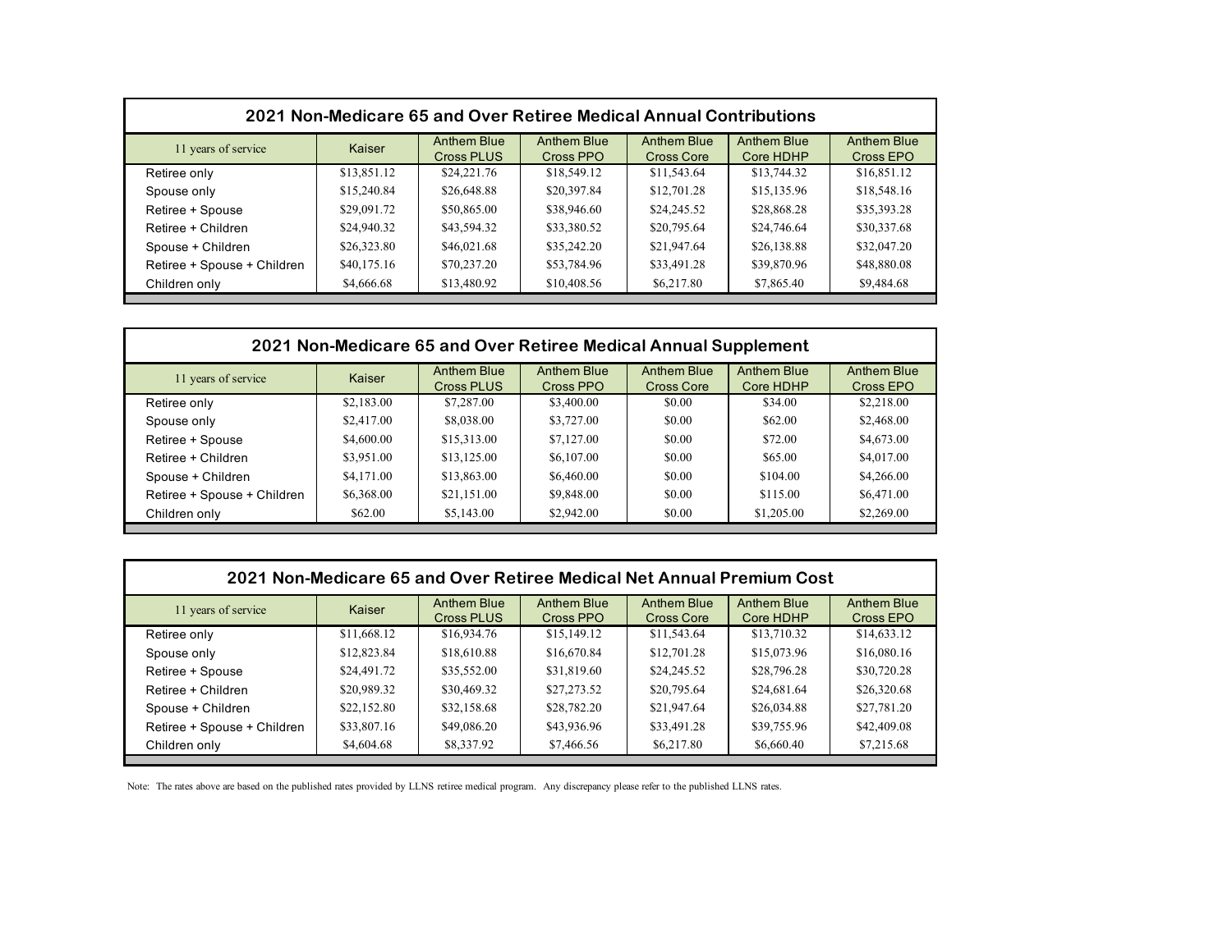## 2021 Non-Medicare 65 and Over Retiree Medical Annual Contributions

| 11 years of service | Kaiser | Anthem Blue Cross PLUS | Anthem Blue Cross PPO | Anthem Blue Cross Core | Anthem Blue Core HDHP | Anthem Blue Cross EPO |
|---|---|---|---|---|---|---|
| Retiree only | $13,851.12 | $24,221.76 | $18,549.12 | $11,543.64 | $13,744.32 | $16,851.12 |
| Spouse only | $15,240.84 | $26,648.88 | $20,397.84 | $12,701.28 | $15,135.96 | $18,548.16 |
| Retiree + Spouse | $29,091.72 | $50,865.00 | $38,946.60 | $24,245.52 | $28,868.28 | $35,393.28 |
| Retiree + Children | $24,940.32 | $43,594.32 | $33,380.52 | $20,795.64 | $24,746.64 | $30,337.68 |
| Spouse + Children | $26,323.80 | $46,021.68 | $35,242.20 | $21,947.64 | $26,138.88 | $32,047.20 |
| Retiree + Spouse + Children | $40,175.16 | $70,237.20 | $53,784.96 | $33,491.28 | $39,870.96 | $48,880.08 |
| Children only | $4,666.68 | $13,480.92 | $10,408.56 | $6,217.80 | $7,865.40 | $9,484.68 |

## 2021 Non-Medicare 65 and Over Retiree Medical Annual Supplement

| 11 years of service | Kaiser | Anthem Blue Cross PLUS | Anthem Blue Cross PPO | Anthem Blue Cross Core | Anthem Blue Core HDHP | Anthem Blue Cross EPO |
|---|---|---|---|---|---|---|
| Retiree only | $2,183.00 | $7,287.00 | $3,400.00 | $0.00 | $34.00 | $2,218.00 |
| Spouse only | $2,417.00 | $8,038.00 | $3,727.00 | $0.00 | $62.00 | $2,468.00 |
| Retiree + Spouse | $4,600.00 | $15,313.00 | $7,127.00 | $0.00 | $72.00 | $4,673.00 |
| Retiree + Children | $3,951.00 | $13,125.00 | $6,107.00 | $0.00 | $65.00 | $4,017.00 |
| Spouse + Children | $4,171.00 | $13,863.00 | $6,460.00 | $0.00 | $104.00 | $4,266.00 |
| Retiree + Spouse + Children | $6,368.00 | $21,151.00 | $9,848.00 | $0.00 | $115.00 | $6,471.00 |
| Children only | $62.00 | $5,143.00 | $2,942.00 | $0.00 | $1,205.00 | $2,269.00 |

## 2021 Non-Medicare 65 and Over Retiree Medical Net Annual Premium Cost

| 11 years of service | Kaiser | Anthem Blue Cross PLUS | Anthem Blue Cross PPO | Anthem Blue Cross Core | Anthem Blue Core HDHP | Anthem Blue Cross EPO |
|---|---|---|---|---|---|---|
| Retiree only | $11,668.12 | $16,934.76 | $15,149.12 | $11,543.64 | $13,710.32 | $14,633.12 |
| Spouse only | $12,823.84 | $18,610.88 | $16,670.84 | $12,701.28 | $15,073.96 | $16,080.16 |
| Retiree + Spouse | $24,491.72 | $35,552.00 | $31,819.60 | $24,245.52 | $28,796.28 | $30,720.28 |
| Retiree + Children | $20,989.32 | $30,469.32 | $27,273.52 | $20,795.64 | $24,681.64 | $26,320.68 |
| Spouse + Children | $22,152.80 | $32,158.68 | $28,782.20 | $21,947.64 | $26,034.88 | $27,781.20 |
| Retiree + Spouse + Children | $33,807.16 | $49,086.20 | $43,936.96 | $33,491.28 | $39,755.96 | $42,409.08 |
| Children only | $4,604.68 | $8,337.92 | $7,466.56 | $6,217.80 | $6,660.40 | $7,215.68 |

Note: The rates above are based on the published rates provided by LLNS retiree medical program. Any discrepancy please refer to the published LLNS rates.